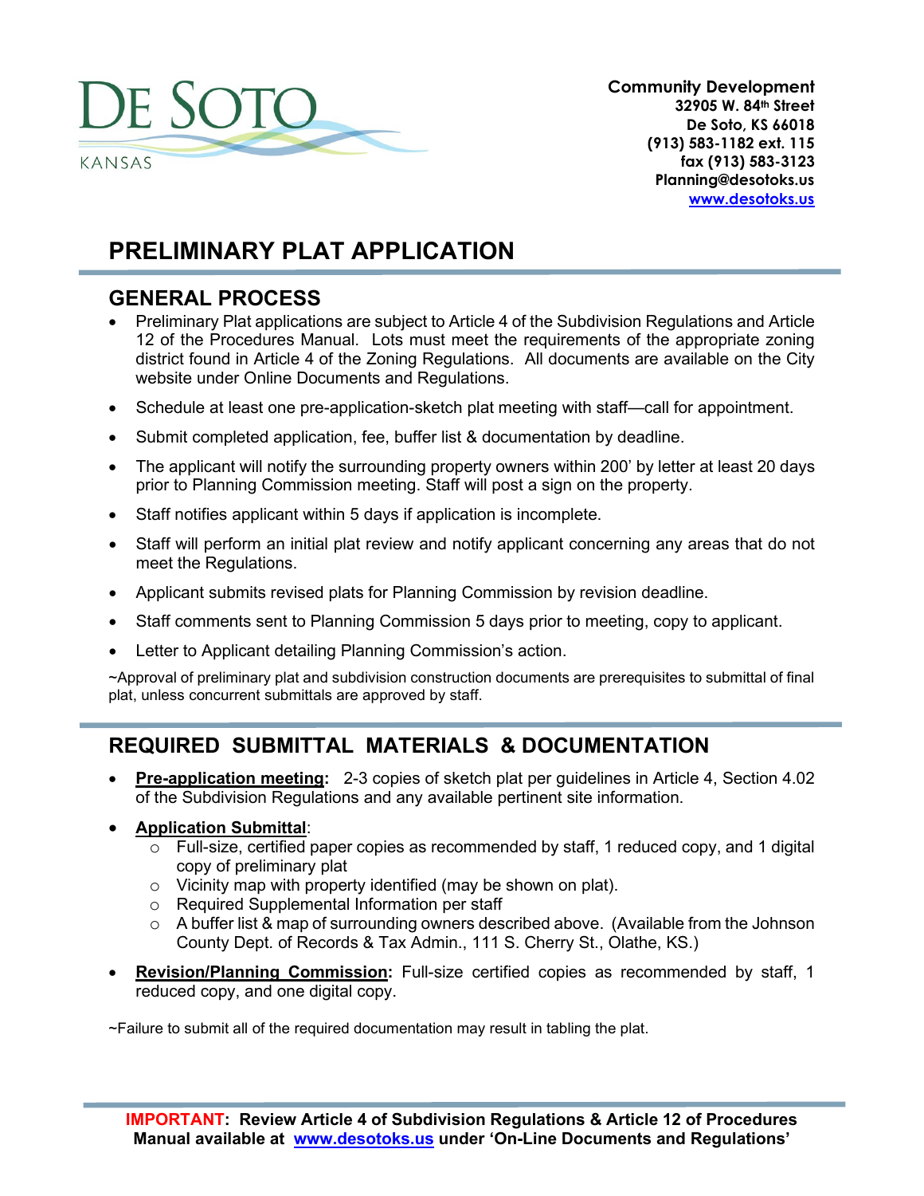DE SOTO
KANSAS

**Community Development**
**32905 W. 84th Street**
**De Soto, KS 66018**
**(913) 583-1182 ext. 115**
**fax (913) 583-3123**
**Planning@desotoks.us**
**www.desotoks.us**

# PRELIMINARY PLAT APPLICATION

## GENERAL PROCESS

- Preliminary Plat applications are subject to Article 4 of the Subdivision Regulations and Article 12 of the Procedures Manual. Lots must meet the requirements of the appropriate zoning district found in Article 4 of the Zoning Regulations. All documents are available on the City website under Online Documents and Regulations.
- Schedule at least one pre-application-sketch plat meeting with staff—call for appointment.
- Submit completed application, fee, buffer list & documentation by deadline.
- The applicant will notify the surrounding property owners within 200' by letter at least 20 days prior to Planning Commission meeting. Staff will post a sign on the property.
- Staff notifies applicant within 5 days if application is incomplete.
- Staff will perform an initial plat review and notify applicant concerning any areas that do not meet the Regulations.
- Applicant submits revised plats for Planning Commission by revision deadline.
- Staff comments sent to Planning Commission 5 days prior to meeting, copy to applicant.
- Letter to Applicant detailing Planning Commission's action.

~Approval of preliminary plat and subdivision construction documents are prerequisites to submittal of final plat, unless concurrent submittals are approved by staff.

## REQUIRED SUBMITTAL MATERIALS & DOCUMENTATION

- **Pre-application meeting:** 2-3 copies of sketch plat per guidelines in Article 4, Section 4.02 of the Subdivision Regulations and any available pertinent site information.
- **Application Submittal**:
  - Full-size, certified paper copies as recommended by staff, 1 reduced copy, and 1 digital copy of preliminary plat
  - Vicinity map with property identified (may be shown on plat).
  - Required Supplemental Information per staff
  - A buffer list & map of surrounding owners described above. (Available from the Johnson County Dept. of Records & Tax Admin., 111 S. Cherry St., Olathe, KS.)
- **Revision/Planning Commission:** Full-size certified copies as recommended by staff, 1 reduced copy, and one digital copy.

~Failure to submit all of the required documentation may result in tabling the plat.

**IMPORTANT: Review Article 4 of Subdivision Regulations & Article 12 of Procedures Manual available at www.desotoks.us under 'On-Line Documents and Regulations'**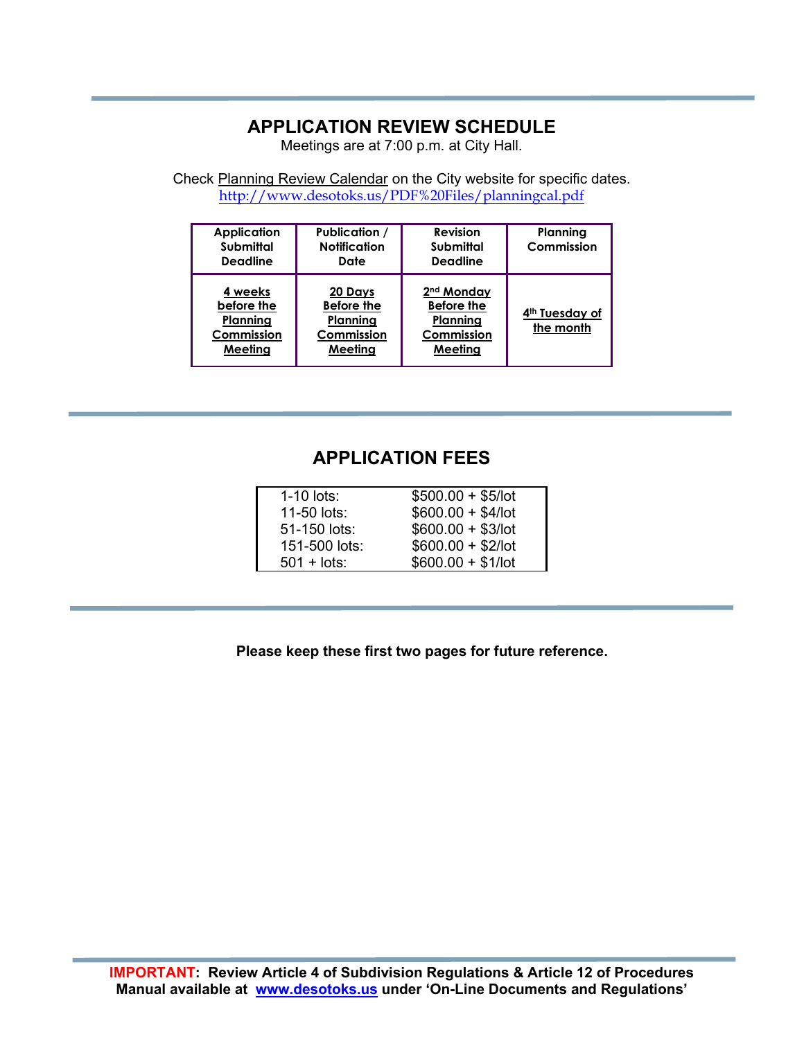## APPLICATION REVIEW SCHEDULE

Meetings are at 7:00 p.m. at City Hall.

Check Planning Review Calendar on the City website for specific dates.
http://www.desotoks.us/PDF%20Files/planningcal.pdf

| Application Submittal Deadline | Publication / Notification Date | Revision Submittal Deadline | Planning Commission |
|---|---|---|---|
| 4 weeks before the Planning Commission Meeting | 20 Days Before the Planning Commission Meeting | 2nd Monday Before the Planning Commission Meeting | 4th Tuesday of the month |

## APPLICATION FEES

| | |
|---|---|
| 1-10 lots: | $500.00 + $5/lot |
| 11-50 lots: | $600.00 + $4/lot |
| 51-150 lots: | $600.00 + $3/lot |
| 151-500 lots: | $600.00 + $2/lot |
| 501 + lots: | $600.00 + $1/lot |

**Please keep these first two pages for future reference.**

**IMPORTANT: Review Article 4 of Subdivision Regulations & Article 12 of Procedures Manual available at www.desotoks.us under 'On-Line Documents and Regulations'**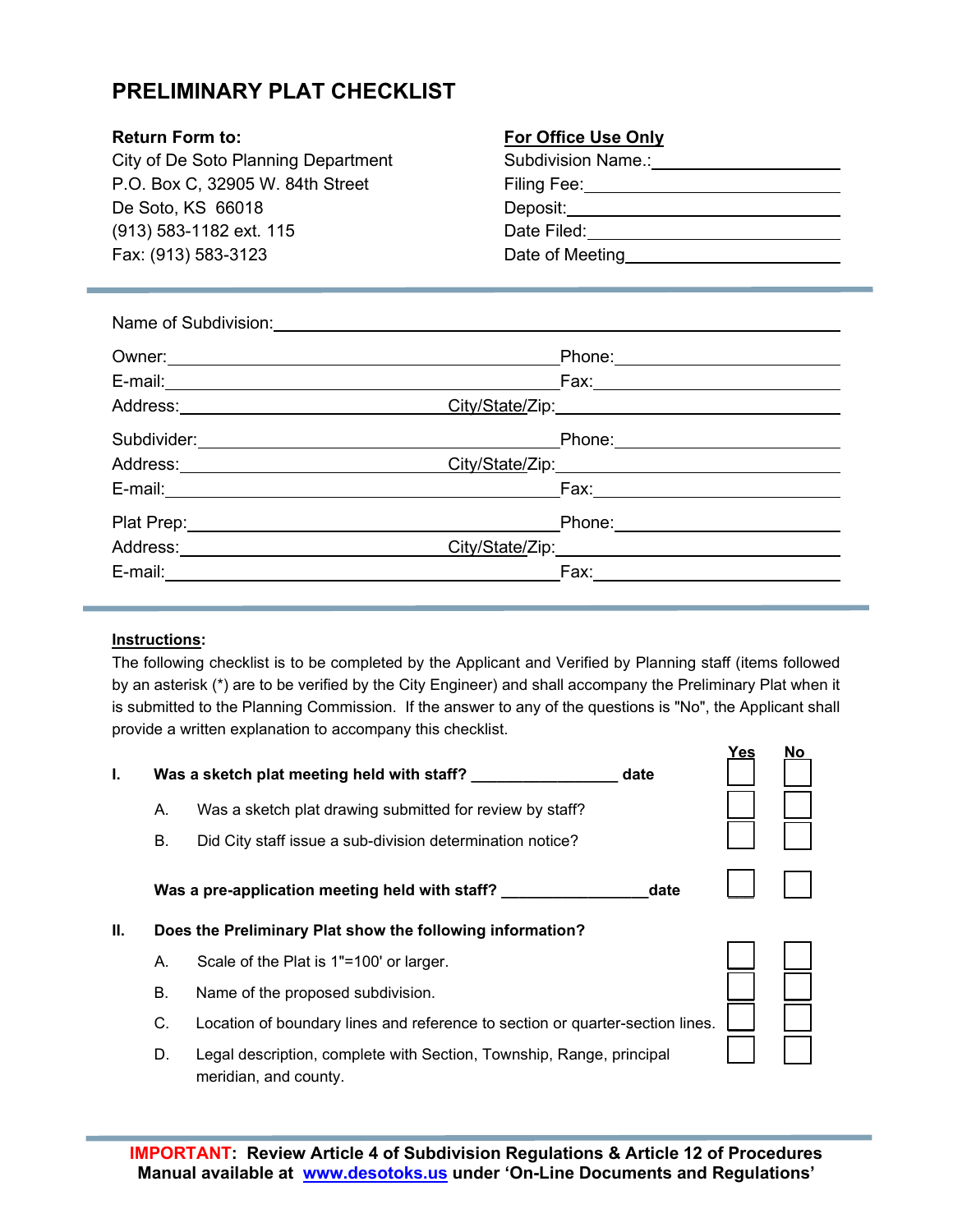# PRELIMINARY PLAT CHECKLIST

**Return Form to:**
City of De Soto Planning Department
P.O. Box C, 32905 W. 84th Street
De Soto, KS 66018
(913) 583-1182 ext. 115
Fax: (913) 583-3123

**For Office Use Only**
Subdivision Name.:\_\_\_\_\_\_\_\_\_\_\_\_\_\_\_\_\_\_\_\_
Filing Fee:\_\_\_\_\_\_\_\_\_\_\_\_\_\_\_\_\_\_\_\_
Deposit:\_\_\_\_\_\_\_\_\_\_\_\_\_\_\_\_\_\_\_\_
Date Filed:\_\_\_\_\_\_\_\_\_\_\_\_\_\_\_\_\_\_\_\_
Date of Meeting\_\_\_\_\_\_\_\_\_\_\_\_\_\_\_\_\_\_\_\_

---

Name of Subdivision:\_\_\_\_\_\_\_\_\_\_\_\_\_\_\_\_\_\_\_\_\_\_\_\_\_\_\_\_\_\_\_\_\_\_\_\_\_\_\_\_

Owner:\_\_\_\_\_\_\_\_\_\_\_\_\_\_\_\_\_\_\_\_\_\_\_\_\_\_\_\_ Phone:\_\_\_\_\_\_\_\_\_\_\_\_\_\_\_\_\_\_
E-mail:\_\_\_\_\_\_\_\_\_\_\_\_\_\_\_\_\_\_\_\_\_\_\_\_\_\_\_\_ Fax:\_\_\_\_\_\_\_\_\_\_\_\_\_\_\_\_\_\_
Address:\_\_\_\_\_\_\_\_\_\_\_\_\_\_\_\_\_\_\_\_ City/State/Zip:\_\_\_\_\_\_\_\_\_\_\_\_\_\_\_\_\_\_

Subdivider:\_\_\_\_\_\_\_\_\_\_\_\_\_\_\_\_\_\_\_\_\_\_\_\_\_\_\_\_ Phone:\_\_\_\_\_\_\_\_\_\_\_\_\_\_\_\_\_\_
Address:\_\_\_\_\_\_\_\_\_\_\_\_\_\_\_\_\_\_\_\_ City/State/Zip:\_\_\_\_\_\_\_\_\_\_\_\_\_\_\_\_\_\_
E-mail:\_\_\_\_\_\_\_\_\_\_\_\_\_\_\_\_\_\_\_\_\_\_\_\_\_\_\_\_ Fax:\_\_\_\_\_\_\_\_\_\_\_\_\_\_\_\_\_\_

Plat Prep:\_\_\_\_\_\_\_\_\_\_\_\_\_\_\_\_\_\_\_\_\_\_\_\_\_\_\_\_ Phone:\_\_\_\_\_\_\_\_\_\_\_\_\_\_\_\_\_\_
Address:\_\_\_\_\_\_\_\_\_\_\_\_\_\_\_\_\_\_\_\_ City/State/Zip:\_\_\_\_\_\_\_\_\_\_\_\_\_\_\_\_\_\_
E-mail:\_\_\_\_\_\_\_\_\_\_\_\_\_\_\_\_\_\_\_\_\_\_\_\_\_\_\_\_ Fax:\_\_\_\_\_\_\_\_\_\_\_\_\_\_\_\_\_\_

---

**Instructions:**
The following checklist is to be completed by the Applicant and Verified by Planning staff (items followed by an asterisk (*) are to be verified by the City Engineer) and shall accompany the Preliminary Plat when it is submitted to the Planning Commission. If the answer to any of the questions is "No", the Applicant shall provide a written explanation to accompany this checklist.

| | | | Yes | No |
|---|---|---|---|---|
| **I.** | | **Was a sketch plat meeting held with staff? \_\_\_\_\_\_\_\_\_\_\_\_\_\_\_\_ date** | ☐ | ☐ |
| | A. | Was a sketch plat drawing submitted for review by staff? | ☐ | ☐ |
| | B. | Did City staff issue a sub-division determination notice? | ☐ | ☐ |
| | | **Was a pre-application meeting held with staff? \_\_\_\_\_\_\_\_\_\_\_\_\_\_\_\_ date** | ☐ | ☐ |
| **II.** | | **Does the Preliminary Plat show the following information?** | | |
| | A. | Scale of the Plat is 1"=100' or larger. | ☐ | ☐ |
| | B. | Name of the proposed subdivision. | ☐ | ☐ |
| | C. | Location of boundary lines and reference to section or quarter-section lines. | ☐ | ☐ |
| | D. | Legal description, complete with Section, Township, Range, principal meridian, and county. | ☐ | ☐ |

---

**IMPORTANT: Review Article 4 of Subdivision Regulations & Article 12 of Procedures Manual available at www.desotoks.us under 'On-Line Documents and Regulations'**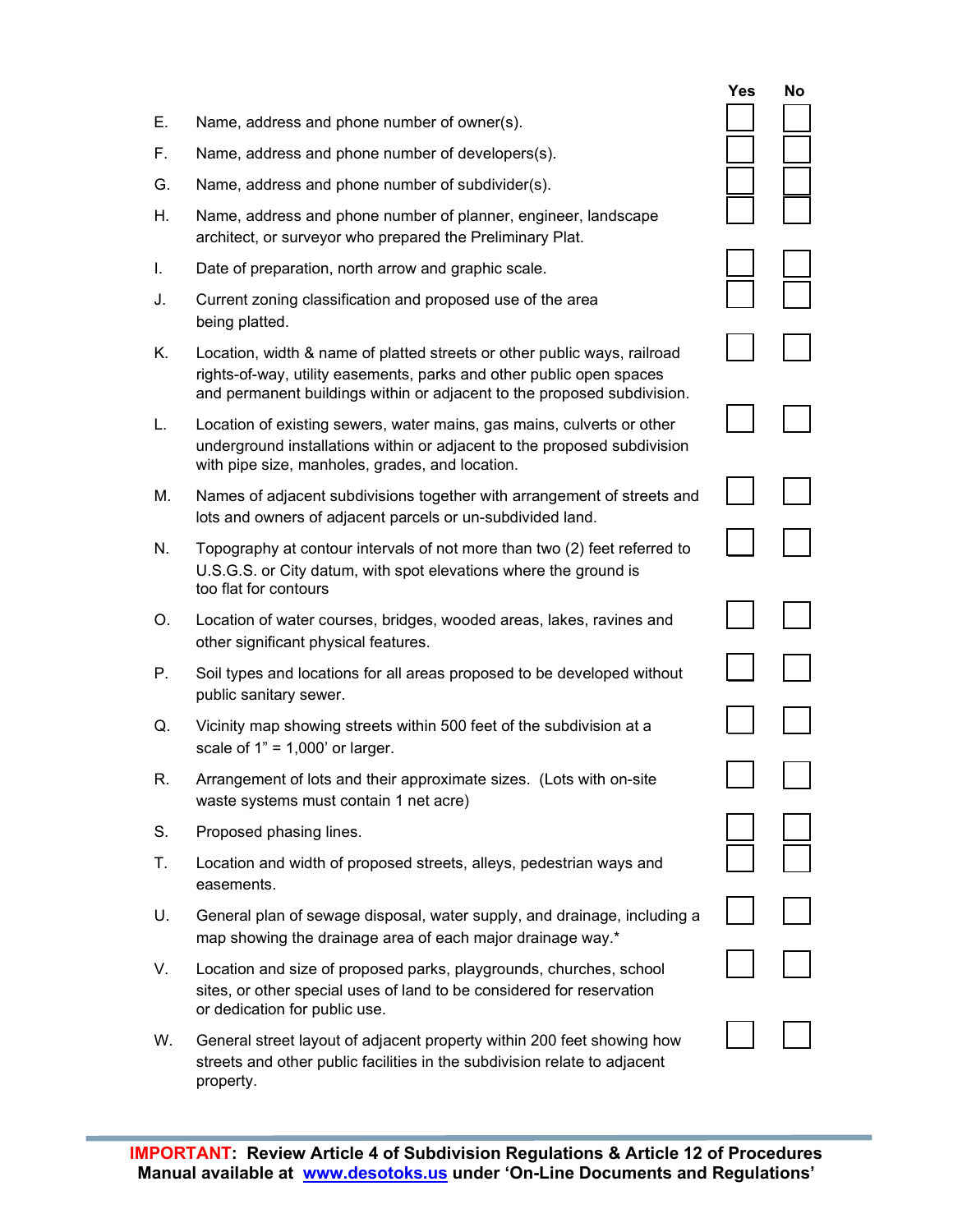| | Item | Yes | No |
|---|---|---|---|
| E. | Name, address and phone number of owner(s). | ☐ | ☐ |
| F. | Name, address and phone number of developers(s). | ☐ | ☐ |
| G. | Name, address and phone number of subdivider(s). | ☐ | ☐ |
| H. | Name, address and phone number of planner, engineer, landscape architect, or surveyor who prepared the Preliminary Plat. | ☐ | ☐ |
| I. | Date of preparation, north arrow and graphic scale. | ☐ | ☐ |
| J. | Current zoning classification and proposed use of the area being platted. | ☐ | ☐ |
| K. | Location, width & name of platted streets or other public ways, railroad rights-of-way, utility easements, parks and other public open spaces and permanent buildings within or adjacent to the proposed subdivision. | ☐ | ☐ |
| L. | Location of existing sewers, water mains, gas mains, culverts or other underground installations within or adjacent to the proposed subdivision with pipe size, manholes, grades, and location. | ☐ | ☐ |
| M. | Names of adjacent subdivisions together with arrangement of streets and lots and owners of adjacent parcels or un-subdivided land. | ☐ | ☐ |
| N. | Topography at contour intervals of not more than two (2) feet referred to U.S.G.S. or City datum, with spot elevations where the ground is too flat for contours | ☐ | ☐ |
| O. | Location of water courses, bridges, wooded areas, lakes, ravines and other significant physical features. | ☐ | ☐ |
| P. | Soil types and locations for all areas proposed to be developed without public sanitary sewer. | ☐ | ☐ |
| Q. | Vicinity map showing streets within 500 feet of the subdivision at a scale of 1" = 1,000' or larger. | ☐ | ☐ |
| R. | Arrangement of lots and their approximate sizes. (Lots with on-site waste systems must contain 1 net acre) | ☐ | ☐ |
| S. | Proposed phasing lines. | ☐ | ☐ |
| T. | Location and width of proposed streets, alleys, pedestrian ways and easements. | ☐ | ☐ |
| U. | General plan of sewage disposal, water supply, and drainage, including a map showing the drainage area of each major drainage way.* | ☐ | ☐ |
| V. | Location and size of proposed parks, playgrounds, churches, school sites, or other special uses of land to be considered for reservation or dedication for public use. | ☐ | ☐ |
| W. | General street layout of adjacent property within 200 feet showing how streets and other public facilities in the subdivision relate to adjacent property. | ☐ | ☐ |

**IMPORTANT: Review Article 4 of Subdivision Regulations & Article 12 of Procedures Manual available at [www.desotoks.us](http://www.desotoks.us) under 'On-Line Documents and Regulations'**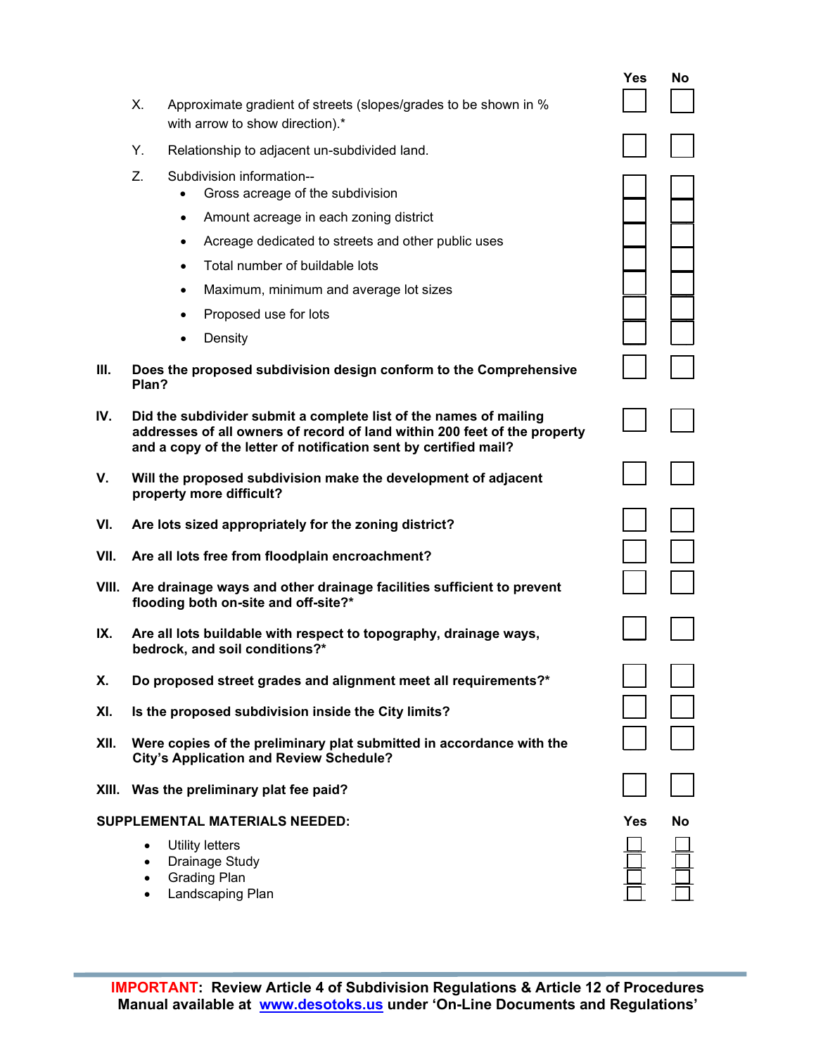| | | Yes | No |
|---|---|---|---|
| X. | Approximate gradient of streets (slopes/grades to be shown in % with arrow to show direction).* | ☐ | ☐ |
| Y. | Relationship to adjacent un-subdivided land. | ☐ | ☐ |
| Z. | Subdivision information-- | | |
| | • Gross acreage of the subdivision | ☐ | ☐ |
| | • Amount acreage in each zoning district | ☐ | ☐ |
| | • Acreage dedicated to streets and other public uses | ☐ | ☐ |
| | • Total number of buildable lots | ☐ | ☐ |
| | • Maximum, minimum and average lot sizes | ☐ | ☐ |
| | • Proposed use for lots | ☐ | ☐ |
| | • Density | ☐ | ☐ |
| **III.** | **Does the proposed subdivision design conform to the Comprehensive Plan?** | ☐ | ☐ |
| **IV.** | **Did the subdivider submit a complete list of the names of mailing addresses of all owners of record of land within 200 feet of the property and a copy of the letter of notification sent by certified mail?** | ☐ | ☐ |
| **V.** | **Will the proposed subdivision make the development of adjacent property more difficult?** | ☐ | ☐ |
| **VI.** | **Are lots sized appropriately for the zoning district?** | ☐ | ☐ |
| **VII.** | **Are all lots free from floodplain encroachment?** | ☐ | ☐ |
| **VIII.** | **Are drainage ways and other drainage facilities sufficient to prevent flooding both on-site and off-site?*** | ☐ | ☐ |
| **IX.** | **Are all lots buildable with respect to topography, drainage ways, bedrock, and soil conditions?*** | ☐ | ☐ |
| **X.** | **Do proposed street grades and alignment meet all requirements?*** | ☐ | ☐ |
| **XI.** | **Is the proposed subdivision inside the City limits?** | ☐ | ☐ |
| **XII.** | **Were copies of the preliminary plat submitted in accordance with the City's Application and Review Schedule?** | ☐ | ☐ |
| **XIII.** | **Was the preliminary plat fee paid?** | ☐ | ☐ |

| **SUPPLEMENTAL MATERIALS NEEDED:** | **Yes** | **No** |
|---|---|---|
| • Utility letters | ☐ | ☐ |
| • Drainage Study | ☐ | ☐ |
| • Grading Plan | ☐ | ☐ |
| • Landscaping Plan | ☐ | ☐ |

**IMPORTANT: Review Article 4 of Subdivision Regulations & Article 12 of Procedures Manual available at www.desotoks.us under 'On-Line Documents and Regulations'**